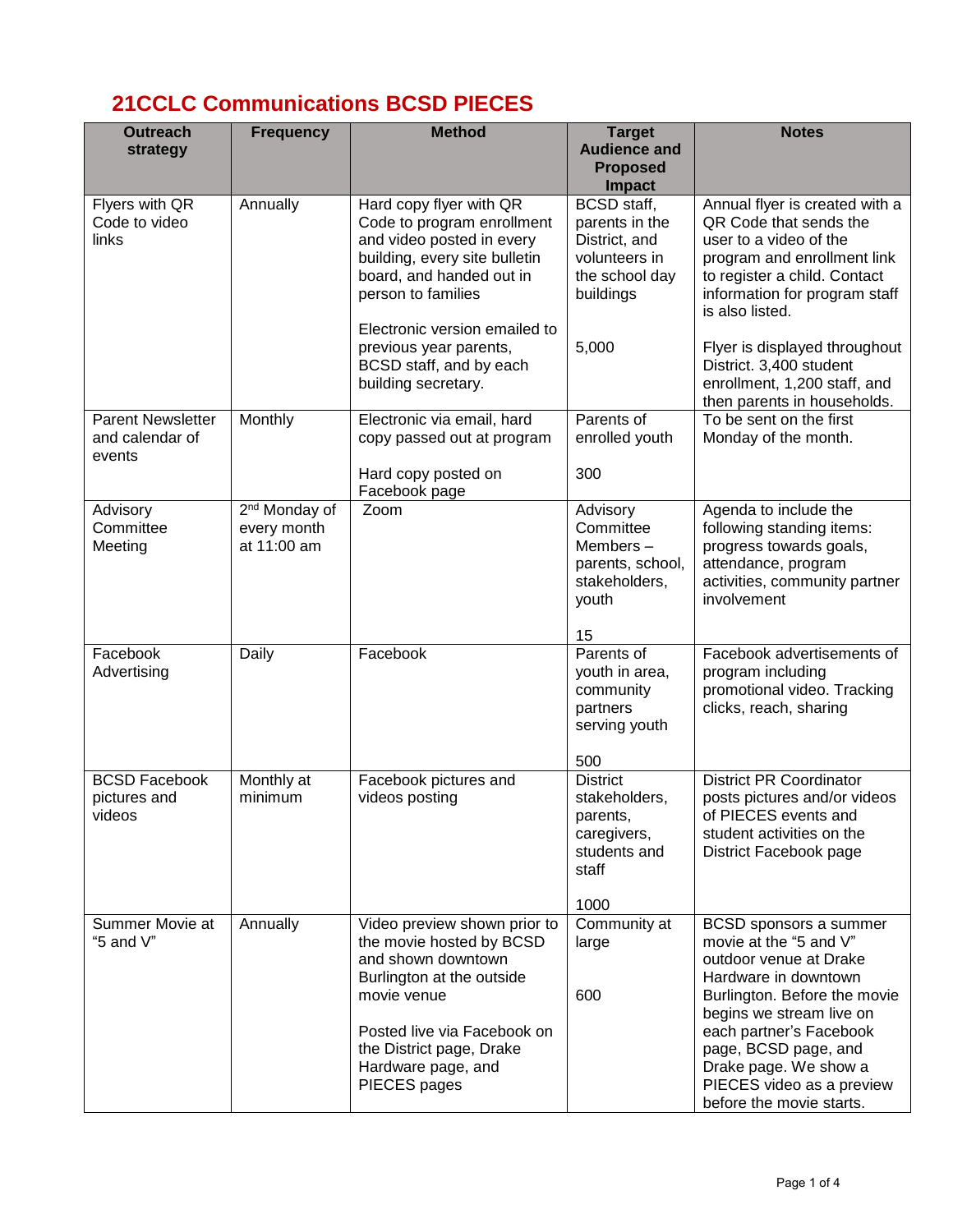# 21CCLC Communications BCSD PIECES

| Outreach strategy | Frequency | Method | Target Audience and Proposed Impact | Notes |
|---|---|---|---|---|
| Flyers with QR Code to video links | Annually | Hard copy flyer with QR Code to program enrollment and video posted in every building, every site bulletin board, and handed out in person to families<br><br>Electronic version emailed to previous year parents, BCSD staff, and by each building secretary. | BCSD staff, parents in the District, and volunteers in the school day buildings<br><br>5,000 | Annual flyer is created with a QR Code that sends the user to a video of the program and enrollment link to register a child. Contact information for program staff is also listed.<br><br>Flyer is displayed throughout District. 3,400 student enrollment, 1,200 staff, and then parents in households. |
| Parent Newsletter and calendar of events | Monthly | Electronic via email, hard copy passed out at program<br><br>Hard copy posted on Facebook page | Parents of enrolled youth<br><br>300 | To be sent on the first Monday of the month. |
| Advisory Committee Meeting | 2nd Monday of every month at 11:00 am | Zoom | Advisory Committee Members – parents, school, stakeholders, youth<br><br>15 | Agenda to include the following standing items: progress towards goals, attendance, program activities, community partner involvement |
| Facebook Advertising | Daily | Facebook | Parents of youth in area, community partners serving youth<br><br>500 | Facebook advertisements of program including promotional video. Tracking clicks, reach, sharing |
| BCSD Facebook pictures and videos | Monthly at minimum | Facebook pictures and videos posting | District stakeholders, parents, caregivers, students and staff<br><br>1000 | District PR Coordinator posts pictures and/or videos of PIECES events and student activities on the District Facebook page |
| Summer Movie at "5 and V" | Annually | Video preview shown prior to the movie hosted by BCSD and shown downtown Burlington at the outside movie venue<br><br>Posted live via Facebook on the District page, Drake Hardware page, and PIECES pages | Community at large<br><br>600 | BCSD sponsors a summer movie at the "5 and V" outdoor venue at Drake Hardware in downtown Burlington. Before the movie begins we stream live on each partner's Facebook page, BCSD page, and Drake page. We show a PIECES video as a preview before the movie starts. |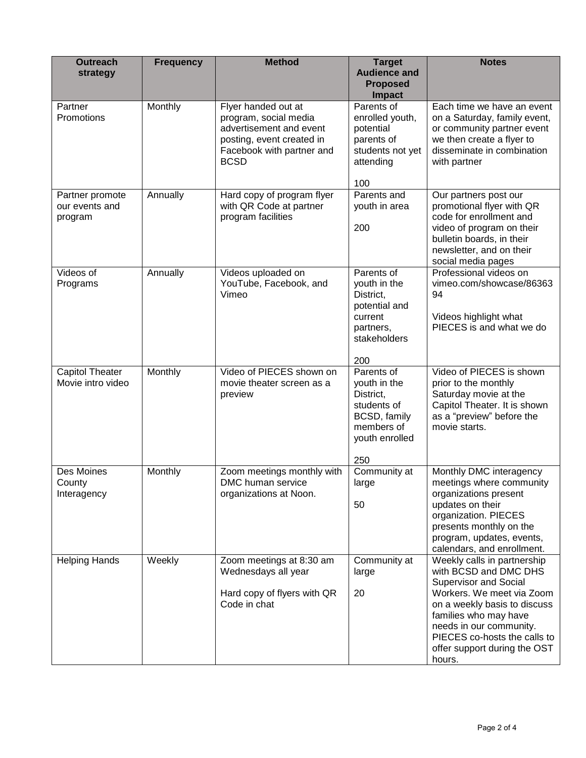| Outreach strategy | Frequency | Method | Target Audience and Proposed Impact | Notes |
|---|---|---|---|---|
| Partner Promotions | Monthly | Flyer handed out at program, social media advertisement and event posting, event created in Facebook with partner and BCSD | Parents of enrolled youth, potential parents of students not yet attending<br><br>100 | Each time we have an event on a Saturday, family event, or community partner event we then create a flyer to disseminate in combination with partner |
| Partner promote our events and program | Annually | Hard copy of program flyer with QR Code at partner program facilities | Parents and youth in area<br><br>200 | Our partners post our promotional flyer with QR code for enrollment and video of program on their bulletin boards, in their newsletter, and on their social media pages |
| Videos of Programs | Annually | Videos uploaded on YouTube, Facebook, and Vimeo | Parents of youth in the District, potential and current partners, stakeholders<br><br>200 | Professional videos on vimeo.com/showcase/8636394<br><br>Videos highlight what PIECES is and what we do |
| Capitol Theater Movie intro video | Monthly | Video of PIECES shown on movie theater screen as a preview | Parents of youth in the District, students of BCSD, family members of youth enrolled<br><br>250 | Video of PIECES is shown prior to the monthly Saturday movie at the Capitol Theater. It is shown as a "preview" before the movie starts. |
| Des Moines County Interagency | Monthly | Zoom meetings monthly with DMC human service organizations at Noon. | Community at large<br><br>50 | Monthly DMC interagency meetings where community organizations present updates on their organization. PIECES presents monthly on the program, updates, events, calendars, and enrollment. |
| Helping Hands | Weekly | Zoom meetings at 8:30 am Wednesdays all year<br><br>Hard copy of flyers with QR Code in chat | Community at large<br><br>20 | Weekly calls in partnership with BCSD and DMC DHS Supervisor and Social Workers. We meet via Zoom on a weekly basis to discuss families who may have needs in our community. PIECES co-hosts the calls to offer support during the OST hours. |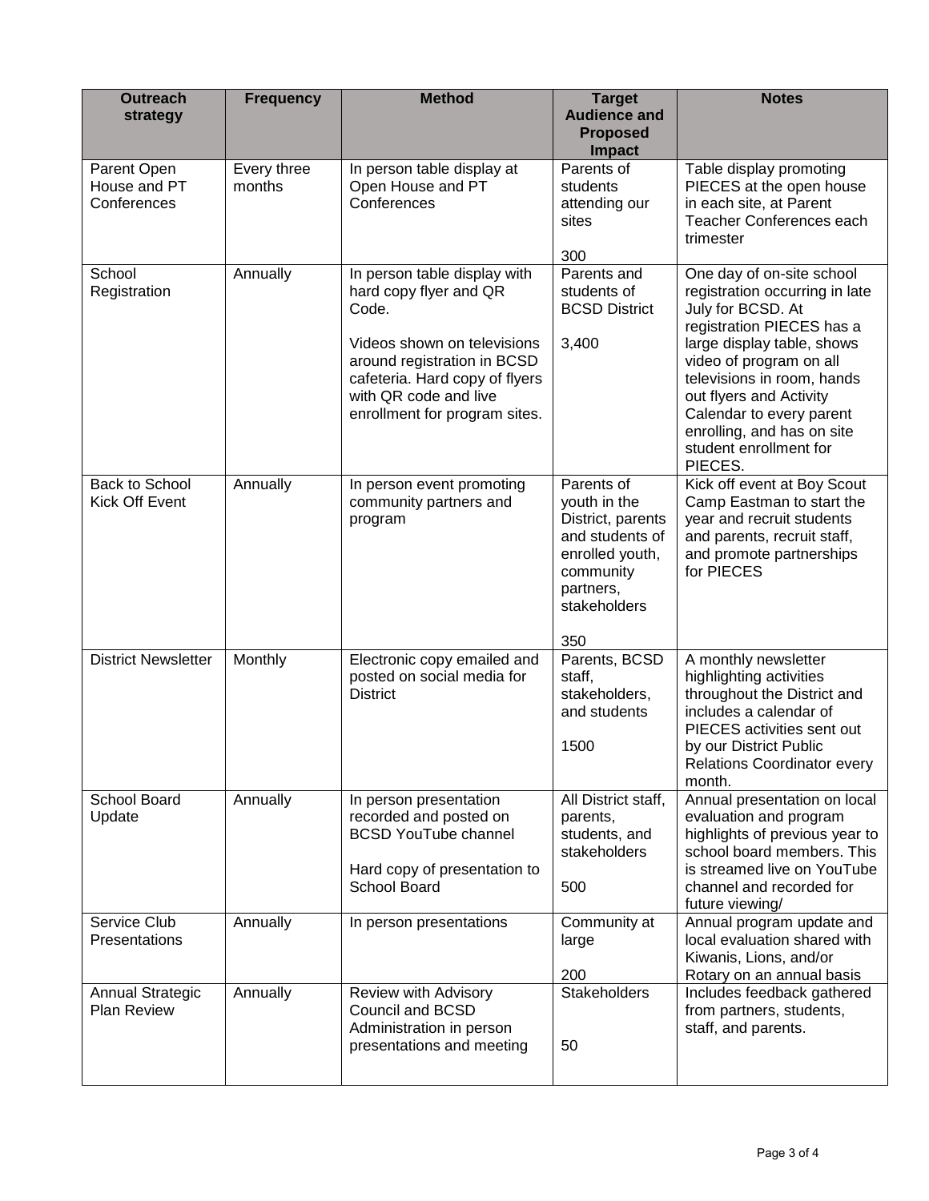| Outreach strategy | Frequency | Method | Target Audience and Proposed Impact | Notes |
|---|---|---|---|---|
| Parent Open House and PT Conferences | Every three months | In person table display at Open House and PT Conferences | Parents of students attending our sites<br><br>300 | Table display promoting PIECES at the open house in each site, at Parent Teacher Conferences each trimester |
| School Registration | Annually | In person table display with hard copy flyer and QR Code.<br><br>Videos shown on televisions around registration in BCSD cafeteria. Hard copy of flyers with QR code and live enrollment for program sites. | Parents and students of BCSD District<br><br>3,400 | One day of on-site school registration occurring in late July for BCSD. At registration PIECES has a large display table, shows video of program on all televisions in room, hands out flyers and Activity Calendar to every parent enrolling, and has on site student enrollment for PIECES. |
| Back to School Kick Off Event | Annually | In person event promoting community partners and program | Parents of youth in the District, parents and students of enrolled youth, community partners, stakeholders<br><br>350 | Kick off event at Boy Scout Camp Eastman to start the year and recruit students and parents, recruit staff, and promote partnerships for PIECES |
| District Newsletter | Monthly | Electronic copy emailed and posted on social media for District | Parents, BCSD staff, stakeholders, and students<br><br>1500 | A monthly newsletter highlighting activities throughout the District and includes a calendar of PIECES activities sent out by our District Public Relations Coordinator every month. |
| School Board Update | Annually | In person presentation recorded and posted on BCSD YouTube channel<br><br>Hard copy of presentation to School Board | All District staff, parents, students, and stakeholders<br><br>500 | Annual presentation on local evaluation and program highlights of previous year to school board members. This is streamed live on YouTube channel and recorded for future viewing/ |
| Service Club Presentations | Annually | In person presentations | Community at large<br><br>200 | Annual program update and local evaluation shared with Kiwanis, Lions, and/or Rotary on an annual basis |
| Annual Strategic Plan Review | Annually | Review with Advisory Council and BCSD Administration in person presentations and meeting | Stakeholders<br><br>50 | Includes feedback gathered from partners, students, staff, and parents. |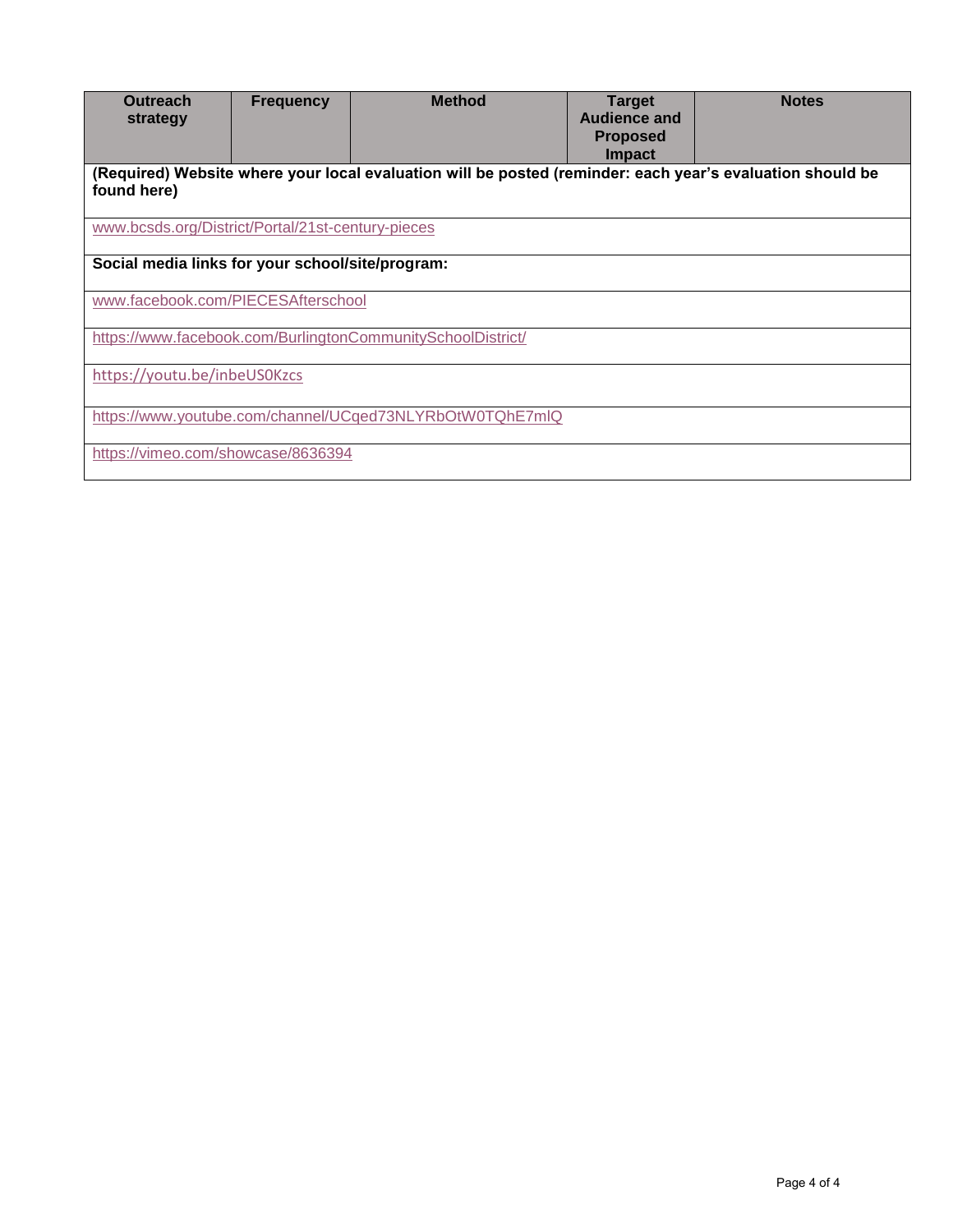| Outreach strategy | Frequency | Method | Target Audience and Proposed Impact | Notes |
|---|---|---|---|---|
| **(Required) Website where your local evaluation will be posted (reminder: each year's evaluation should be found here)** | | | | |
| www.bcsds.org/District/Portal/21st-century-pieces | | | | |
| **Social media links for your school/site/program:** | | | | |
| www.facebook.com/PIECESAfterschool | | | | |
| https://www.facebook.com/BurlingtonCommunitySchoolDistrict/ | | | | |
| https://youtu.be/inbeUS0Kzcs | | | | |
| https://www.youtube.com/channel/UCqed73NLYRbOtW0TQhE7mlQ | | | | |
| https://vimeo.com/showcase/8636394 | | | | |